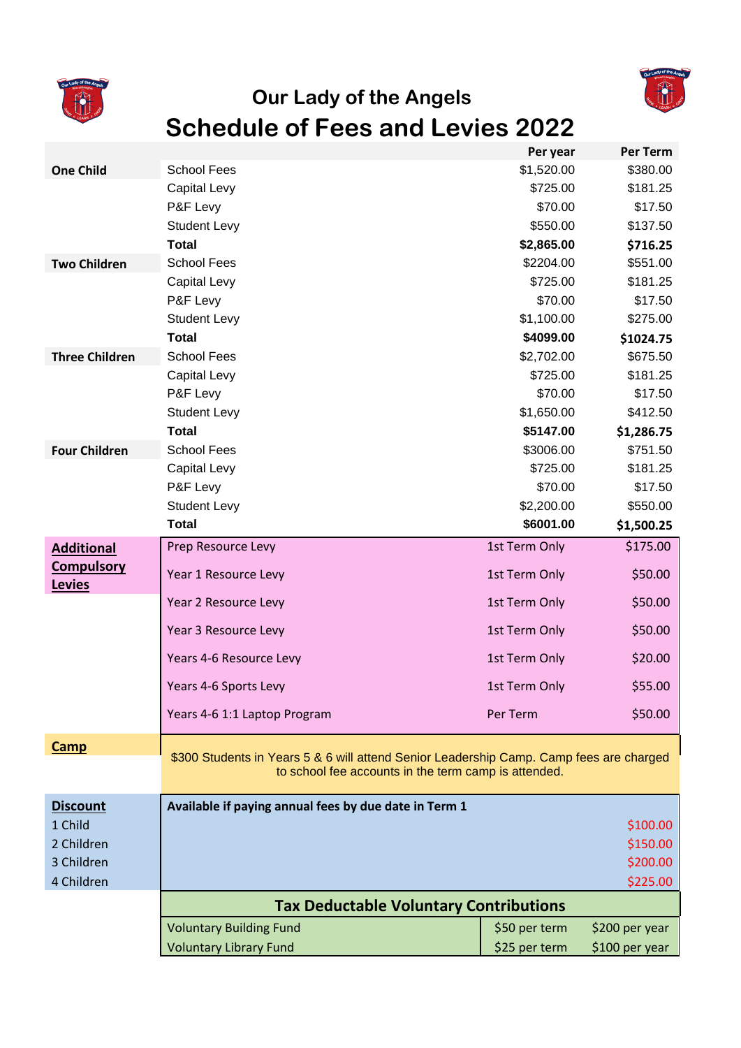# Our Lady of the Angels

# Schedule of Fees and Levies 2022

| | | Per year | Per Term |
|---|---|---|---|
| **One Child** | School Fees | $1,520.00 | $380.00 |
| | Capital Levy | $725.00 | $181.25 |
| | P&F Levy | $70.00 | $17.50 |
| | Student Levy | $550.00 | $137.50 |
| | **Total** | **$2,865.00** | **$716.25** |
| **Two Children** | School Fees | $2204.00 | $551.00 |
| | Capital Levy | $725.00 | $181.25 |
| | P&F Levy | $70.00 | $17.50 |
| | Student Levy | $1,100.00 | $275.00 |
| | **Total** | **$4099.00** | **$1024.75** |
| **Three Children** | School Fees | $2,702.00 | $675.50 |
| | Capital Levy | $725.00 | $181.25 |
| | P&F Levy | $70.00 | $17.50 |
| | Student Levy | $1,650.00 | $412.50 |
| | **Total** | **$5147.00** | **$1,286.75** |
| **Four Children** | School Fees | $3006.00 | $751.50 |
| | Capital Levy | $725.00 | $181.25 |
| | P&F Levy | $70.00 | $17.50 |
| | Student Levy | $2,200.00 | $550.00 |
| | **Total** | **$6001.00** | **$1,500.25** |
| **Additional Compulsory Levies** | Prep Resource Levy | 1st Term Only | $175.00 |
| | Year 1 Resource Levy | 1st Term Only | $50.00 |
| | Year 2 Resource Levy | 1st Term Only | $50.00 |
| | Year 3 Resource Levy | 1st Term Only | $50.00 |
| | Years 4-6 Resource Levy | 1st Term Only | $20.00 |
| | Years 4-6 Sports Levy | 1st Term Only | $55.00 |
| | Years 4-6 1:1 Laptop Program | Per Term | $50.00 |
| **Camp** | $300 Students in Years 5 & 6 will attend Senior Leadership Camp. Camp fees are charged to school fee accounts in the term camp is attended. | | |
| **Discount** | **Available if paying annual fees by due date in Term 1** | | |
| 1 Child | | | $100.00 |
| 2 Children | | | $150.00 |
| 3 Children | | | $200.00 |
| 4 Children | | | $225.00 |

## Tax Deductable Voluntary Contributions

| | | |
|---|---|---|
| Voluntary Building Fund | $50 per term | $200 per year |
| Voluntary Library Fund | $25 per term | $100 per year |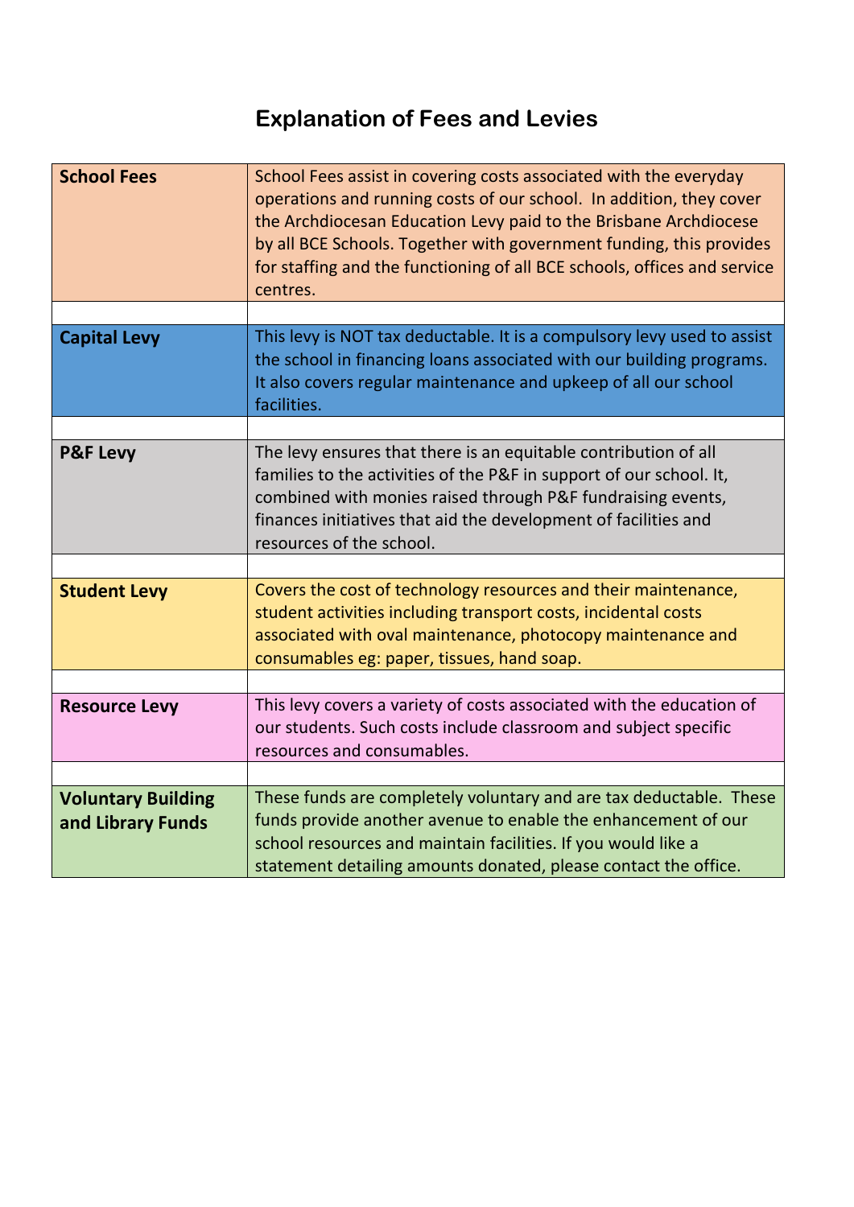# Explanation of Fees and Levies

| | |
|---|---|
| **School Fees** | School Fees assist in covering costs associated with the everyday operations and running costs of our school. In addition, they cover the Archdiocesan Education Levy paid to the Brisbane Archdiocese by all BCE Schools. Together with government funding, this provides for staffing and the functioning of all BCE schools, offices and service centres. |
| | |
| **Capital Levy** | This levy is NOT tax deductable. It is a compulsory levy used to assist the school in financing loans associated with our building programs. It also covers regular maintenance and upkeep of all our school facilities. |
| | |
| **P&F Levy** | The levy ensures that there is an equitable contribution of all families to the activities of the P&F in support of our school. It, combined with monies raised through P&F fundraising events, finances initiatives that aid the development of facilities and resources of the school. |
| | |
| **Student Levy** | Covers the cost of technology resources and their maintenance, student activities including transport costs, incidental costs associated with oval maintenance, photocopy maintenance and consumables eg: paper, tissues, hand soap. |
| | |
| **Resource Levy** | This levy covers a variety of costs associated with the education of our students. Such costs include classroom and subject specific resources and consumables. |
| | |
| **Voluntary Building and Library Funds** | These funds are completely voluntary and are tax deductable. These funds provide another avenue to enable the enhancement of our school resources and maintain facilities. If you would like a statement detailing amounts donated, please contact the office. |